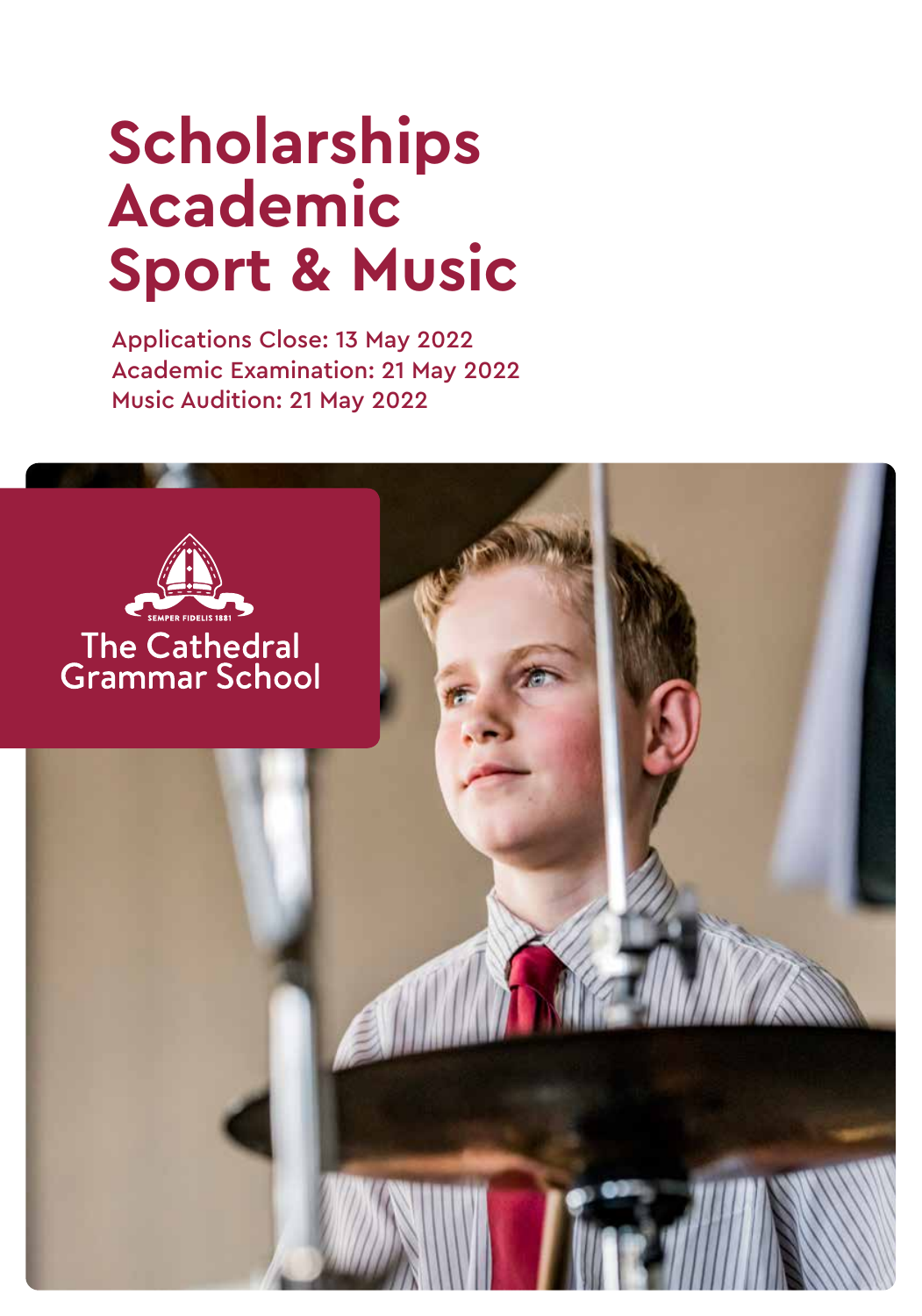# Scholarships Academic Sport & Music

Applications Close: 13 May 2022
Academic Examination: 21 May 2022
Music Audition: 21 May 2022

SEMPER FIDELIS 1881

The Cathedral Grammar School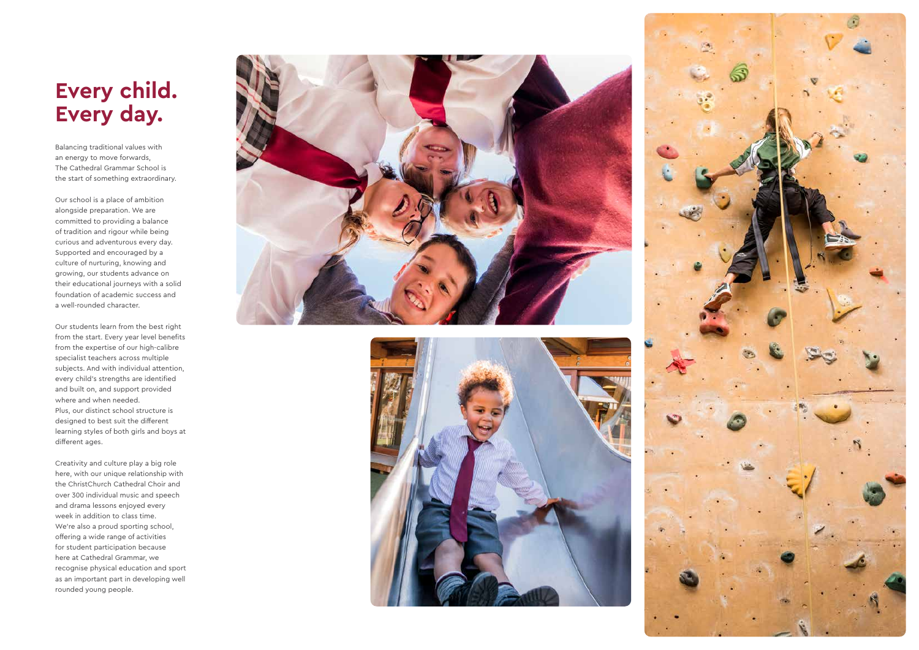# Every child. Every day.

Balancing traditional values with an energy to move forwards, The Cathedral Grammar School is the start of something extraordinary.

Our school is a place of ambition alongside preparation. We are committed to providing a balance of tradition and rigour while being curious and adventurous every day. Supported and encouraged by a culture of nurturing, knowing and growing, our students advance on their educational journeys with a solid foundation of academic success and a well-rounded character.

Our students learn from the best right from the start. Every year level benefits from the expertise of our high-calibre specialist teachers across multiple subjects. And with individual attention, every child's strengths are identified and built on, and support provided where and when needed. Plus, our distinct school structure is designed to best suit the different learning styles of both girls and boys at different ages.

Creativity and culture play a big role here, with our unique relationship with the ChristChurch Cathedral Choir and over 300 individual music and speech and drama lessons enjoyed every week in addition to class time. We're also a proud sporting school, offering a wide range of activities for student participation because here at Cathedral Grammar, we recognise physical education and sport as an important part in developing well rounded young people.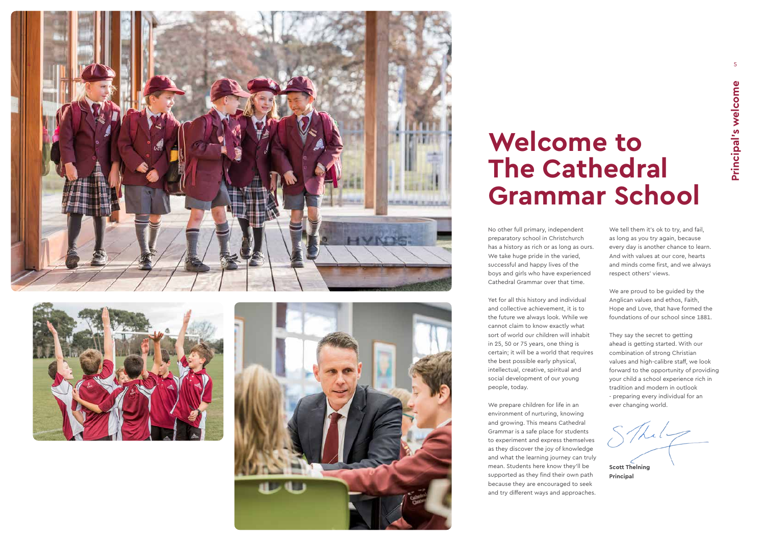# Welcome to The Cathedral Grammar School

No other full primary, independent preparatory school in Christchurch has a history as rich or as long as ours. We take huge pride in the varied, successful and happy lives of the boys and girls who have experienced Cathedral Grammar over that time.

Yet for all this history and individual and collective achievement, it is to the future we always look. While we cannot claim to know exactly what sort of world our children will inhabit in 25, 50 or 75 years, one thing is certain; it will be a world that requires the best possible early physical, intellectual, creative, spiritual and social development of our young people, today.

We prepare children for life in an environment of nurturing, knowing and growing. This means Cathedral Grammar is a safe place for students to experiment and express themselves as they discover the joy of knowledge and what the learning journey can truly mean. Students here know they'll be supported as they find their own path because they are encouraged to seek and try different ways and approaches.

We tell them it's ok to try, and fail, as long as you try again, because every day is another chance to learn. And with values at our core, hearts and minds come first, and we always respect others' views.

We are proud to be guided by the Anglican values and ethos, Faith, Hope and Love, that have formed the foundations of our school since 1881.

They say the secret to getting ahead is getting started. With our combination of strong Christian values and high-calibre staff, we look forward to the opportunity of providing your child a school experience rich in tradition and modern in outlook - preparing every individual for an ever changing world.

**Scott Thelning**
**Principal**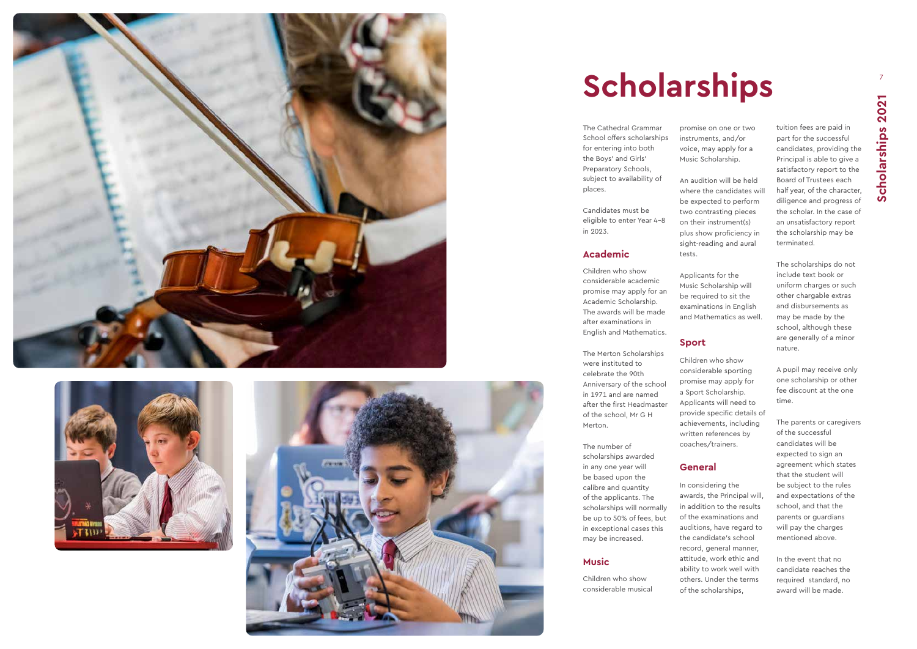# Scholarships

The Cathedral Grammar School offers scholarships for entering into both the Boys' and Girls' Preparatory Schools, subject to availability of places.

Candidates must be eligible to enter Year 4–8 in 2023.

## Academic

Children who show considerable academic promise may apply for an Academic Scholarship. The awards will be made after examinations in English and Mathematics.

The Merton Scholarships were instituted to celebrate the 90th Anniversary of the school in 1971 and are named after the first Headmaster of the school, Mr G H Merton.

The number of scholarships awarded in any one year will be based upon the calibre and quantity of the applicants. The scholarships will normally be up to 50% of fees, but in exceptional cases this may be increased.

## Music

Children who show considerable musical promise on one or two instruments, and/or voice, may apply for a Music Scholarship.

An audition will be held where the candidates will be expected to perform two contrasting pieces on their instrument(s) plus show proficiency in sight-reading and aural tests.

Applicants for the Music Scholarship will be required to sit the examinations in English and Mathematics as well.

## Sport

Children who show considerable sporting promise may apply for a Sport Scholarship. Applicants will need to provide specific details of achievements, including written references by coaches/trainers.

## General

In considering the awards, the Principal will, in addition to the results of the examinations and auditions, have regard to the candidate's school record, general manner, attitude, work ethic and ability to work well with others. Under the terms of the scholarships, tuition fees are paid in part for the successful candidates, providing the Principal is able to give a satisfactory report to the Board of Trustees each half year, of the character, diligence and progress of the scholar. In the case of an unsatisfactory report the scholarship may be terminated.

The scholarships do not include text book or uniform charges or such other chargable extras and disbursements as may be made by the school, although these are generally of a minor nature.

A pupil may receive only one scholarship or other fee discount at the one time.

The parents or caregivers of the successful candidates will be expected to sign an agreement which states that the student will be subject to the rules and expectations of the school, and that the parents or guardians will pay the charges mentioned above.

In the event that no candidate reaches the required standard, no award will be made.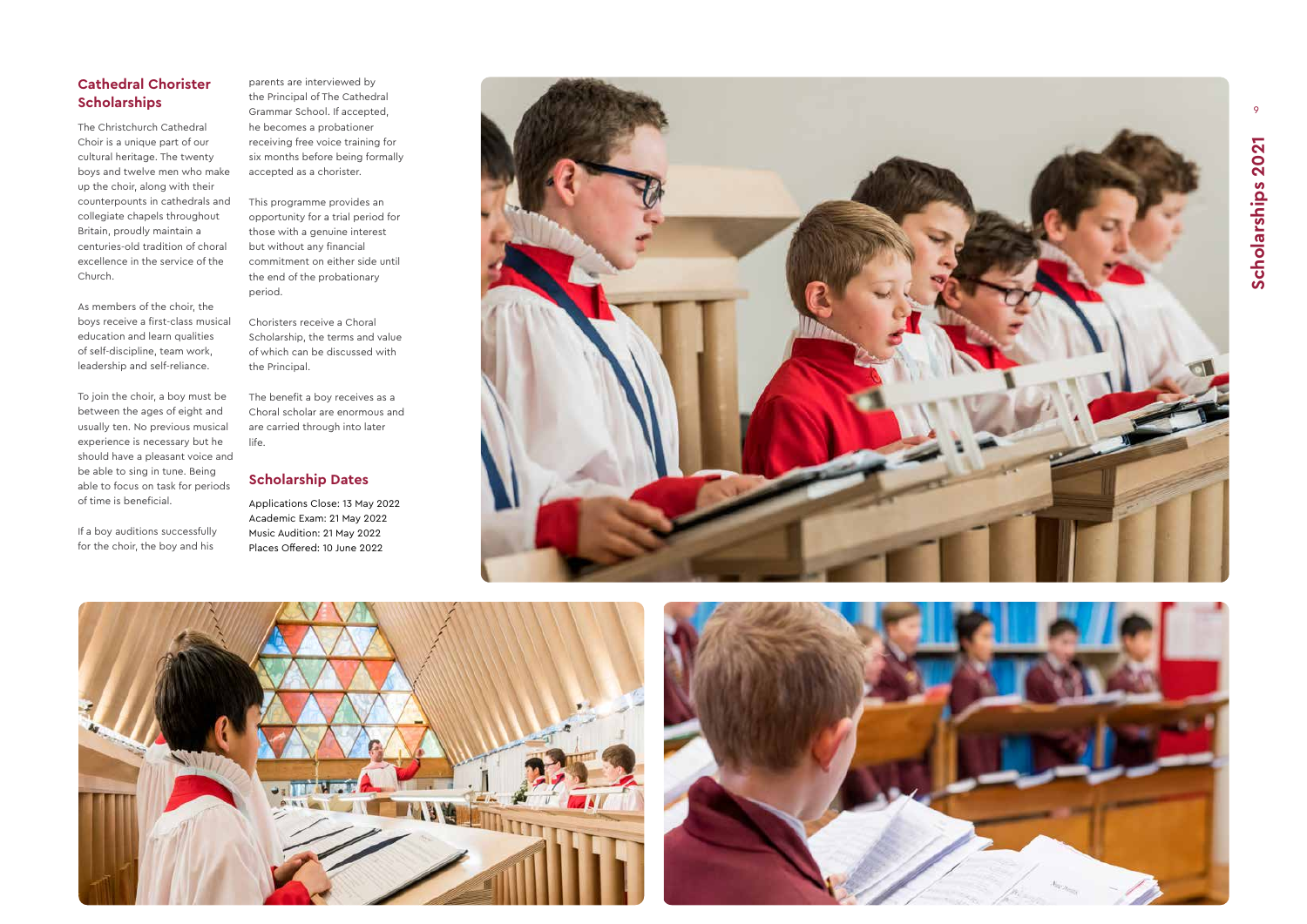## Cathedral Chorister Scholarships

The Christchurch Cathedral Choir is a unique part of our cultural heritage. The twenty boys and twelve men who make up the choir, along with their counterpounts in cathedrals and collegiate chapels throughout Britain, proudly maintain a centuries-old tradition of choral excellence in the service of the Church.

As members of the choir, the boys receive a first-class musical education and learn qualities of self-discipline, team work, leadership and self-reliance.

To join the choir, a boy must be between the ages of eight and usually ten. No previous musical experience is necessary but he should have a pleasant voice and be able to sing in tune. Being able to focus on task for periods of time is beneficial.

If a boy auditions successfully for the choir, the boy and his parents are interviewed by the Principal of The Cathedral Grammar School. If accepted, he becomes a probationer receiving free voice training for six months before being formally accepted as a chorister.

This programme provides an opportunity for a trial period for those with a genuine interest but without any financial commitment on either side until the end of the probationary period.

Choristers receive a Choral Scholarship, the terms and value of which can be discussed with the Principal.

The benefit a boy receives as a Choral scholar are enormous and are carried through into later life.

## Scholarship Dates

Applications Close: 13 May 2022
Academic Exam: 21 May 2022
Music Audition: 21 May 2022
Places Offered: 10 June 2022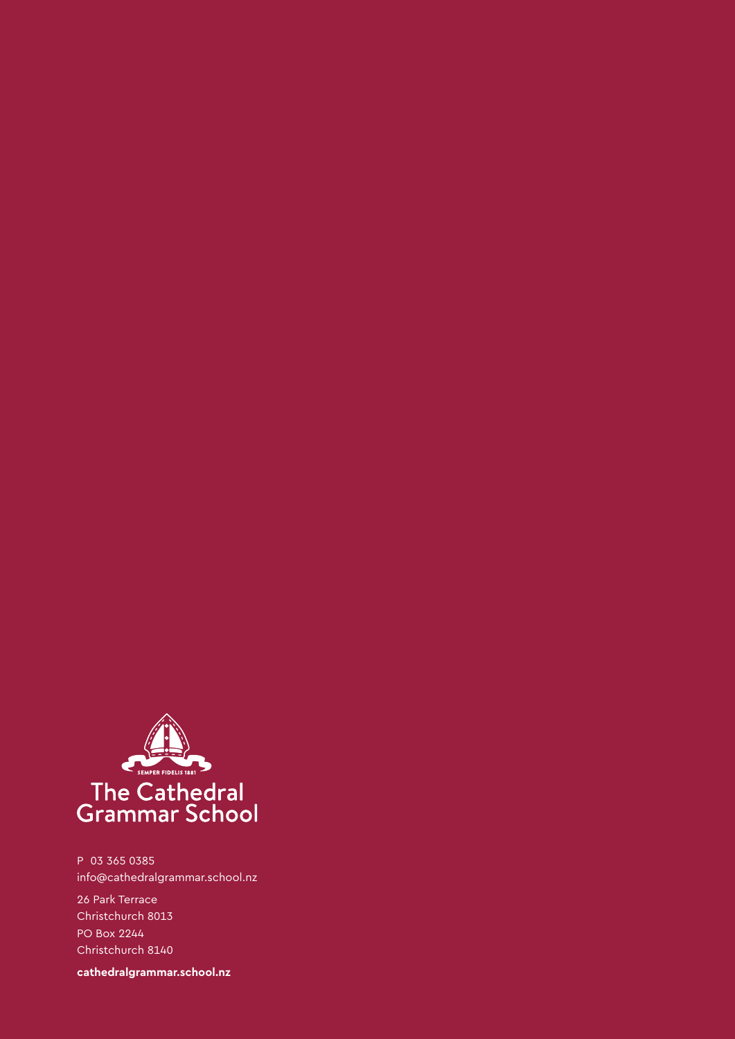SEMPER FIDELIS 1881

The Cathedral Grammar School

P 03 365 0385
info@cathedralgrammar.school.nz

26 Park Terrace
Christchurch 8013
PO Box 2244
Christchurch 8140

**cathedralgrammar.school.nz**